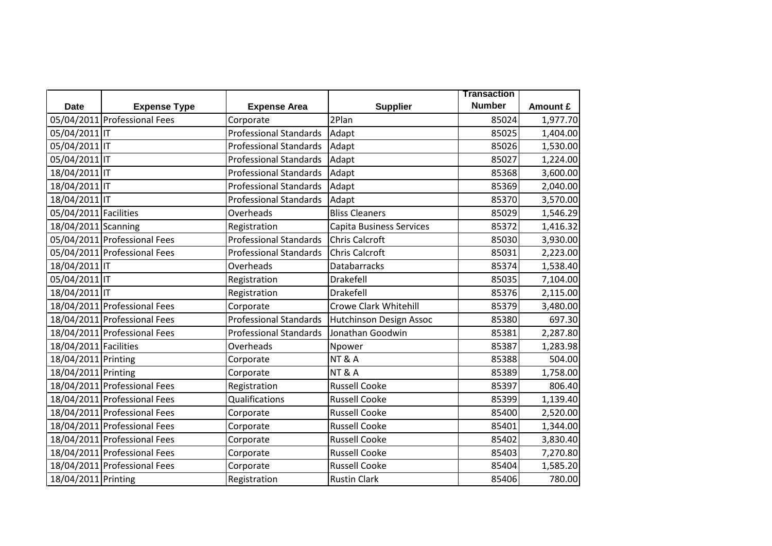| Date | Expense Type | Expense Area | Supplier | Transaction Number | Amount £ |
|---|---|---|---|---|---|
| 05/04/2011 | Professional Fees | Corporate | 2Plan | 85024 | 1,977.70 |
| 05/04/2011 | IT | Professional Standards | Adapt | 85025 | 1,404.00 |
| 05/04/2011 | IT | Professional Standards | Adapt | 85026 | 1,530.00 |
| 05/04/2011 | IT | Professional Standards | Adapt | 85027 | 1,224.00 |
| 18/04/2011 | IT | Professional Standards | Adapt | 85368 | 3,600.00 |
| 18/04/2011 | IT | Professional Standards | Adapt | 85369 | 2,040.00 |
| 18/04/2011 | IT | Professional Standards | Adapt | 85370 | 3,570.00 |
| 05/04/2011 | Facilities | Overheads | Bliss Cleaners | 85029 | 1,546.29 |
| 18/04/2011 | Scanning | Registration | Capita Business Services | 85372 | 1,416.32 |
| 05/04/2011 | Professional Fees | Professional Standards | Chris Calcroft | 85030 | 3,930.00 |
| 05/04/2011 | Professional Fees | Professional Standards | Chris Calcroft | 85031 | 2,223.00 |
| 18/04/2011 | IT | Overheads | Databarracks | 85374 | 1,538.40 |
| 05/04/2011 | IT | Registration | Drakefell | 85035 | 7,104.00 |
| 18/04/2011 | IT | Registration | Drakefell | 85376 | 2,115.00 |
| 18/04/2011 | Professional Fees | Corporate | Crowe Clark Whitehill | 85379 | 3,480.00 |
| 18/04/2011 | Professional Fees | Professional Standards | Hutchinson Design Assoc | 85380 | 697.30 |
| 18/04/2011 | Professional Fees | Professional Standards | Jonathan Goodwin | 85381 | 2,287.80 |
| 18/04/2011 | Facilities | Overheads | Npower | 85387 | 1,283.98 |
| 18/04/2011 | Printing | Corporate | NT & A | 85388 | 504.00 |
| 18/04/2011 | Printing | Corporate | NT & A | 85389 | 1,758.00 |
| 18/04/2011 | Professional Fees | Registration | Russell Cooke | 85397 | 806.40 |
| 18/04/2011 | Professional Fees | Qualifications | Russell Cooke | 85399 | 1,139.40 |
| 18/04/2011 | Professional Fees | Corporate | Russell Cooke | 85400 | 2,520.00 |
| 18/04/2011 | Professional Fees | Corporate | Russell Cooke | 85401 | 1,344.00 |
| 18/04/2011 | Professional Fees | Corporate | Russell Cooke | 85402 | 3,830.40 |
| 18/04/2011 | Professional Fees | Corporate | Russell Cooke | 85403 | 7,270.80 |
| 18/04/2011 | Professional Fees | Corporate | Russell Cooke | 85404 | 1,585.20 |
| 18/04/2011 | Printing | Registration | Rustin Clark | 85406 | 780.00 |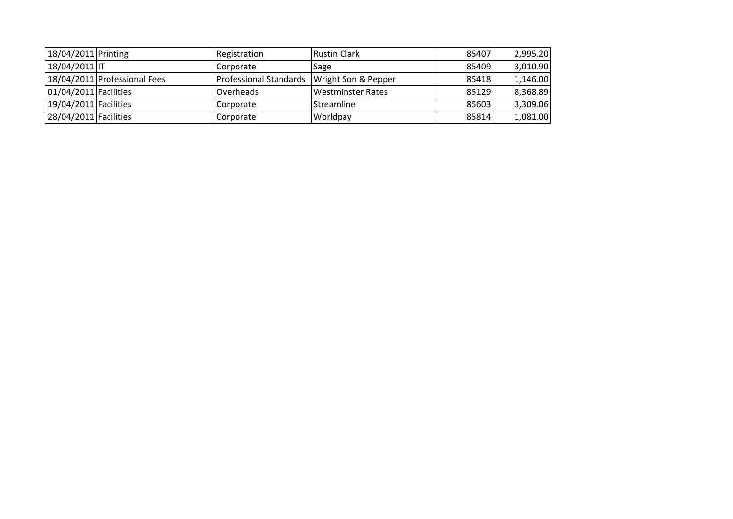| | | | | | |
|---|---|---|---|---|---|
| 18/04/2011 | Printing | Registration | Rustin Clark | 85407 | 2,995.20 |
| 18/04/2011 | IT | Corporate | Sage | 85409 | 3,010.90 |
| 18/04/2011 | Professional Fees | Professional Standards | Wright Son & Pepper | 85418 | 1,146.00 |
| 01/04/2011 | Facilities | Overheads | Westminster Rates | 85129 | 8,368.89 |
| 19/04/2011 | Facilities | Corporate | Streamline | 85603 | 3,309.06 |
| 28/04/2011 | Facilities | Corporate | Worldpay | 85814 | 1,081.00 |